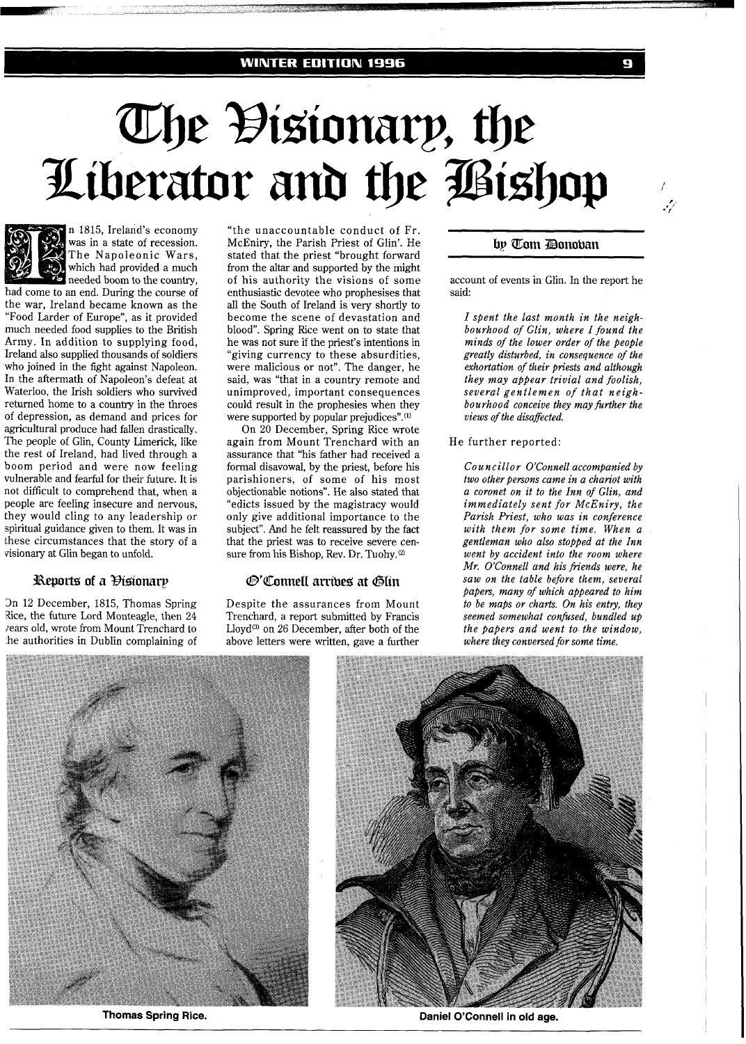# The Visionary, the Liberator and the Bishop

by Tom Donovan

In 1815, Ireland's economy was in a state of recession. The Napoleonic Wars, which had provided a much needed boom to the country, had come to an end. During the course of the war, Ireland became known as the "Food Larder of Europe", as it provided much needed food supplies to the British Army. In addition to supplying food, Ireland also supplied thousands of soldiers who joined in the fight against Napoleon. In the aftermath of Napoleon's defeat at Waterloo, the Irish soldiers who survived returned home to a country in the throes of depression, as demand and prices for agricultural produce had fallen drastically. The people of Glin, County Limerick, like the rest of Ireland, had lived through a boom period and were now feeling vulnerable and fearful for their future. It is not difficult to comprehend that, when a people are feeling insecure and nervous, they would cling to any leadership or spiritual guidance given to them. It was in these circumstances that the story of a visionary at Glin began to unfold.

## Reports of a Visionary

On 12 December, 1815, Thomas Spring Rice, the future Lord Monteagle, then 24 years old, wrote from Mount Trenchard to the authorities in Dublin complaining of "the unaccountable conduct of Fr. McEniry, the Parish Priest of Glin'. He stated that the priest "brought forward from the altar and supported by the might of his authority the visions of some enthusiastic devotee who prophesises that all the South of Ireland is very shortly to become the scene of devastation and blood". Spring Rice went on to state that he was not sure if the priest's intentions in "giving currency to these absurdities, were malicious or not". The danger, he said, was "that in a country remote and unimproved, important consequences could result in the prophesies when they were supported by popular prejudices".[1]

On 20 December, Spring Rice wrote again from Mount Trenchard with an assurance that "his father had received a formal disavowal, by the priest, before his parishioners, of some of his most objectionable notions". He also stated that "edicts issued by the magistracy would only give additional importance to the subject". And he felt reassured by the fact that the priest was to receive severe censure from his Bishop, Rev. Dr. Tuohy.[2]

## O'Connell arrives at Glin

Despite the assurances from Mount Trenchard, a report submitted by Francis Lloyd[3] on 26 December, after both of the above letters were written, gave a further account of events in Glin. In the report he said:

> *I spent the last month in the neighbourhood of Glin, where I found the minds of the lower order of the people greatly disturbed, in consequence of the exhortation of their priests and although they may appear trivial and foolish, several gentlemen of that neighbourhood conceive they may further the views of the disaffected.*

He further reported:

> *Councillor O'Connell accompanied by two other persons came in a chariot with a coronet on it to the Inn of Glin, and immediately sent for McEniry, the Parish Priest, who was in conference with them for some time. When a gentleman who also stopped at the Inn went by accident into the room where Mr. O'Connell and his friends were, he saw on the table before them, several papers, many of which appeared to him to be maps or charts. On his entry, they seemed somewhat confused, bundled up the papers and went to the window, where they conversed for some time.*

Thomas Spring Rice.

Daniel O'Connell in old age.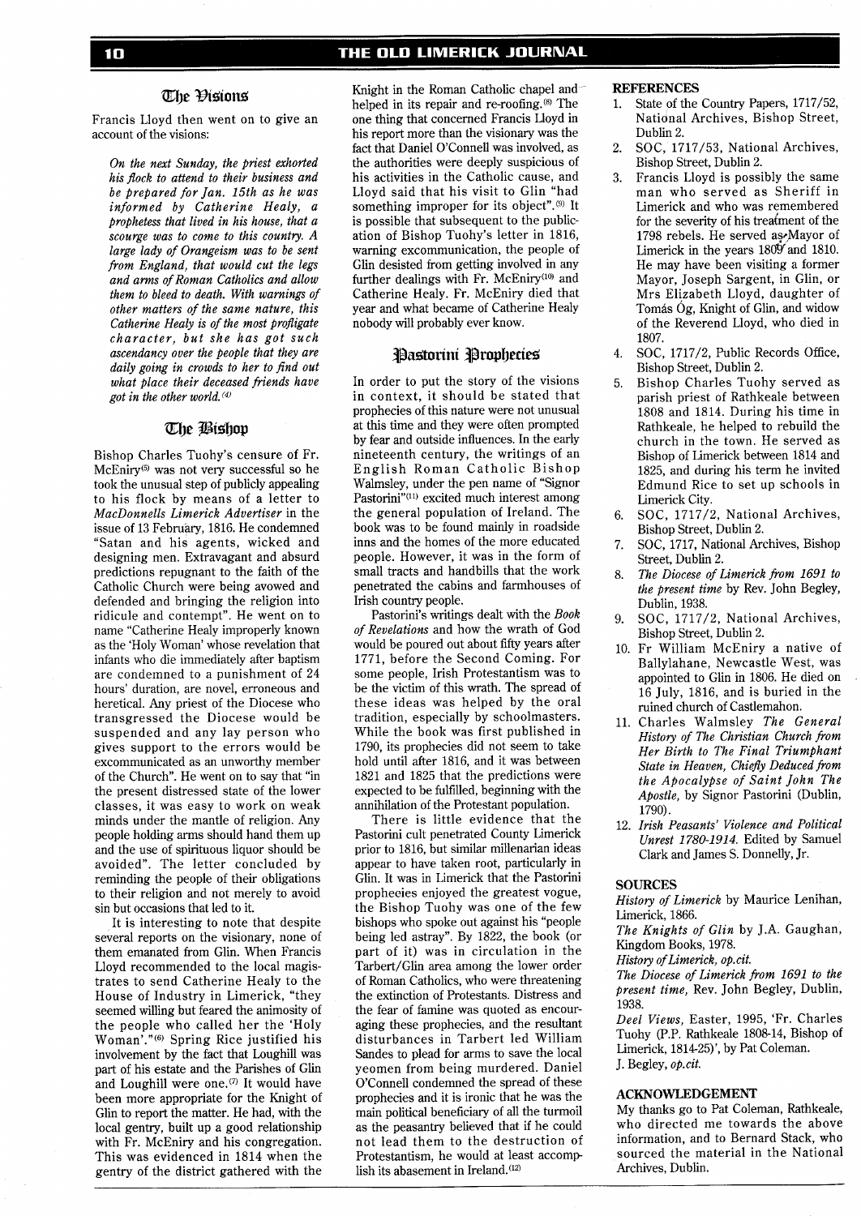## The Visions

Francis Lloyd then went on to give an account of the visions:

*On the next Sunday, the priest exhorted his flock to attend to their business and be prepared for Jan. 15th as he was informed by Catherine Healy, a prophetess that lived in his house, that a scourge was to come to this country. A large lady of Orangeism was to be sent from England, that would cut the legs and arms of Roman Catholics and allow them to bleed to death. With warnings of other matters of the same nature, this Catherine Healy is of the most profligate character, but she has got such ascendancy over the people that they are daily going in crowds to her to find out what place their deceased friends have got in the other world.*[4]

## The Bishop

Bishop Charles Tuohy's censure of Fr. McEniry[5] was not very successful so he took the unusual step of publicly appealing to his flock by means of a letter to *MacDonnells Limerick Advertiser* in the issue of 13 February, 1816. He condemned "Satan and his agents, wicked and designing men. Extravagant and absurd predictions repugnant to the faith of the Catholic Church were being avowed and defended and bringing the religion into ridicule and contempt". He went on to name "Catherine Healy improperly known as the 'Holy Woman' whose revelation that infants who die immediately after baptism are condemned to a punishment of 24 hours' duration, are novel, erroneous and heretical. Any priest of the Diocese who transgressed the Diocese would be suspended and any lay person who gives support to the errors would be excommunicated as an unworthy member of the Church". He went on to say that "in the present distressed state of the lower classes, it was easy to work on weak minds under the mantle of religion. Any people holding arms should hand them up and the use of spirituous liquor should be avoided". The letter concluded by reminding the people of their obligations to their religion and not merely to avoid sin but occasions that led to it.

It is interesting to note that despite several reports on the visionary, none of them emanated from Glin. When Francis Lloyd recommended to the local magistrates to send Catherine Healy to the House of Industry in Limerick, "they seemed willing but feared the animosity of the people who called her the 'Holy Woman'."[6] Spring Rice justified his involvement by the fact that Loughill was part of his estate and the Parishes of Glin and Loughill were one.[7] It would have been more appropriate for the Knight of Glin to report the matter. He had, with the local gentry, built up a good relationship with Fr. McEniry and his congregation. This was evidenced in 1814 when the gentry of the district gathered with the Knight in the Roman Catholic chapel and helped in its repair and re-roofing.[8] The one thing that concerned Francis Lloyd in his report more than the visionary was the fact that Daniel O'Connell was involved, as the authorities were deeply suspicious of his activities in the Catholic cause, and Lloyd said that his visit to Glin "had something improper for its object".[9] It is possible that subsequent to the publication of Bishop Tuohy's letter in 1816, warning excommunication, the people of Glin desisted from getting involved in any further dealings with Fr. McEniry[10] and Catherine Healy. Fr. McEniry died that year and what became of Catherine Healy nobody will probably ever know.

## Pastorini Prophecies

In order to put the story of the visions in context, it should be stated that prophecies of this nature were not unusual at this time and they were often prompted by fear and outside influences. In the early nineteenth century, the writings of an English Roman Catholic Bishop Walmsley, under the pen name of "Signor Pastorini"[11] excited much interest among the general population of Ireland. The book was to be found mainly in roadside inns and the homes of the more educated people. However, it was in the form of small tracts and handbills that the work penetrated the cabins and farmhouses of Irish country people.

Pastorini's writings dealt with the *Book of Revelations* and how the wrath of God would be poured out about fifty years after 1771, before the Second Coming. For some people, Irish Protestantism was to be the victim of this wrath. The spread of these ideas was helped by the oral tradition, especially by schoolmasters. While the book was first published in 1790, its prophecies did not seem to take hold until after 1816, and it was between 1821 and 1825 that the predictions were expected to be fulfilled, beginning with the annihilation of the Protestant population.

There is little evidence that the Pastorini cult penetrated County Limerick prior to 1816, but similar millenarian ideas appear to have taken root, particularly in Glin. It was in Limerick that the Pastorini prophecies enjoyed the greatest vogue, the Bishop Tuohy was one of the few bishops who spoke out against his "people being led astray". By 1822, the book (or part of it) was in circulation in the Tarbert/Glin area among the lower order of Roman Catholics, who were threatening the extinction of Protestants. Distress and the fear of famine was quoted as encouraging these prophecies, and the resultant disturbances in Tarbert led William Sandes to plead for arms to save the local yeomen from being murdered. Daniel O'Connell condemned the spread of these prophecies and it is ironic that he was the main political beneficiary of all the turmoil as the peasantry believed that if he could not lead them to the destruction of Protestantism, he would at least accomplish its abasement in Ireland.[12]

## REFERENCES

1. State of the Country Papers, 1717/52, National Archives, Bishop Street, Dublin 2.
2. SOC, 1717/53, National Archives, Bishop Street, Dublin 2.
3. Francis Lloyd is possibly the same man who served as Sheriff in Limerick and who was remembered for the severity of his treatment of the 1798 rebels. He served as Mayor of Limerick in the years 1809 and 1810. He may have been visiting a former Mayor, Joseph Sargent, in Glin, or Mrs Elizabeth Lloyd, daughter of Tomás Óg, Knight of Glin, and widow of the Reverend Lloyd, who died in 1807.
4. SOC, 1717/2, Public Records Office, Bishop Street, Dublin 2.
5. Bishop Charles Tuohy served as parish priest of Rathkeale between 1808 and 1814. During his time in Rathkeale, he helped to rebuild the church in the town. He served as Bishop of Limerick between 1814 and 1825, and during his term he invited Edmund Rice to set up schools in Limerick City.
6. SOC, 1717/2, National Archives, Bishop Street, Dublin 2.
7. SOC, 1717, National Archives, Bishop Street, Dublin 2.
8. *The Diocese of Limerick from 1691 to the present time* by Rev. John Begley, Dublin, 1938.
9. SOC, 1717/2, National Archives, Bishop Street, Dublin 2.
10. Fr William McEniry a native of Ballylahane, Newcastle West, was appointed to Glin in 1806. He died on 16 July, 1816, and is buried in the ruined church of Castlemahon.
11. Charles Walmsley *The General History of The Christian Church from Her Birth to The Final Triumphant State in Heaven, Chiefly Deduced from the Apocalypse of Saint John The Apostle*, by Signor Pastorini (Dublin, 1790).
12. *Irish Peasants' Violence and Political Unrest 1780-1914*. Edited by Samuel Clark and James S. Donnelly, Jr.

## SOURCES

*History of Limerick* by Maurice Lenihan, Limerick, 1866.

*The Knights of Glin* by J.A. Gaughan, Kingdom Books, 1978.

*History of Limerick, op.cit.*

*The Diocese of Limerick from 1691 to the present time*, Rev. John Begley, Dublin, 1938.

*Deel Views*, Easter, 1995, 'Fr. Charles Tuohy (P.P. Rathkeale 1808-14, Bishop of Limerick, 1814-25)', by Pat Coleman.

J. Begley, *op.cit.*

## ACKNOWLEDGEMENT

My thanks go to Pat Coleman, Rathkeale, who directed me towards the above information, and to Bernard Stack, who sourced the material in the National Archives, Dublin.